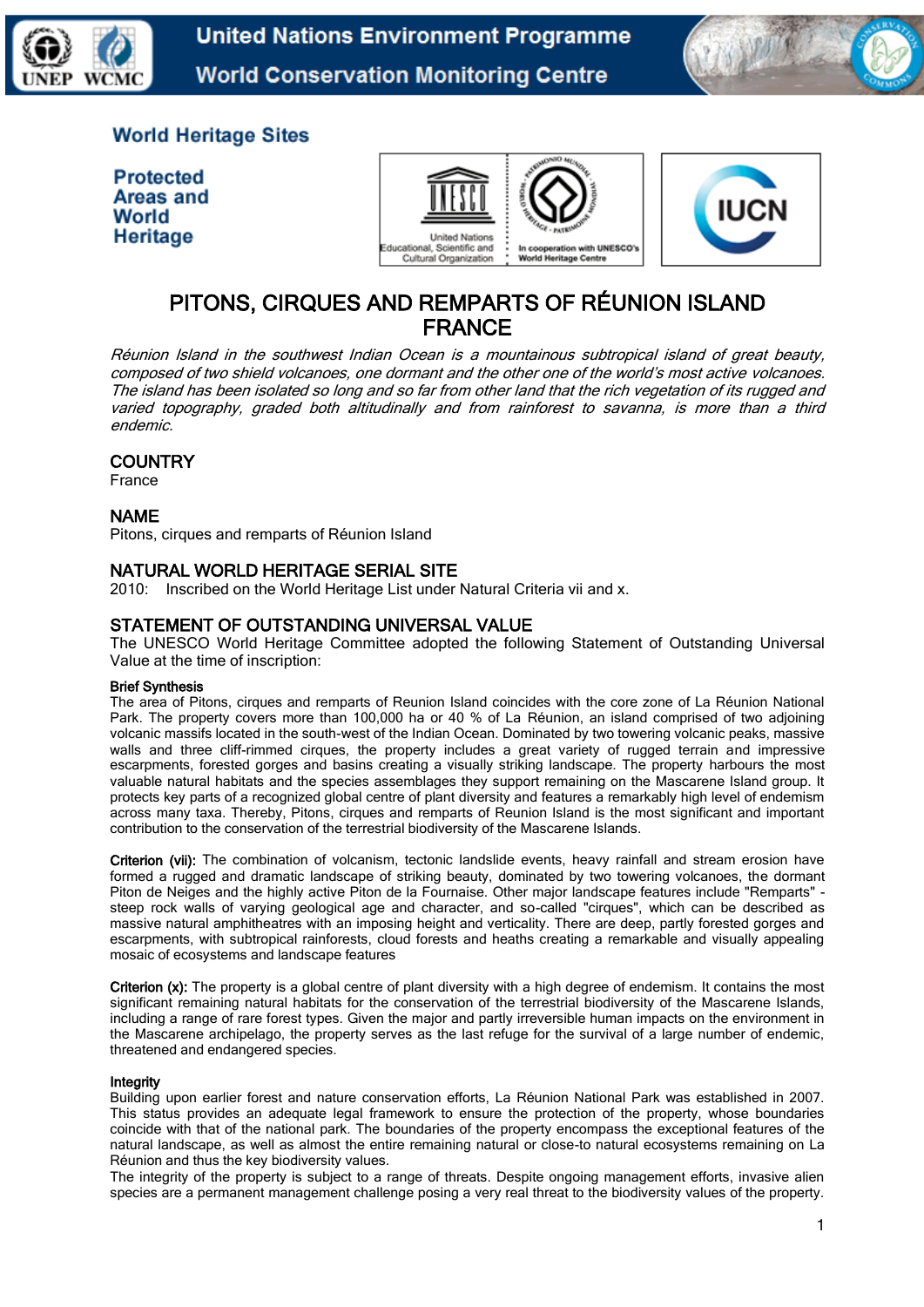# World Heritage Sites

## Protected Areas and World Heritage

# PITONS, CIRQUES AND REMPARTS OF RÉUNION ISLAND FRANCE

*Réunion Island in the southwest Indian Ocean is a mountainous subtropical island of great beauty, composed of two shield volcanoes, one dormant and the other one of the world's most active volcanoes. The island has been isolated so long and so far from other land that the rich vegetation of its rugged and varied topography, graded both altitudinally and from rainforest to savanna, is more than a third endemic.*

## COUNTRY

France

## NAME

Pitons, cirques and remparts of Réunion Island

## NATURAL WORLD HERITAGE SERIAL SITE

2010: Inscribed on the World Heritage List under Natural Criteria vii and x.

## STATEMENT OF OUTSTANDING UNIVERSAL VALUE

The UNESCO World Heritage Committee adopted the following Statement of Outstanding Universal Value at the time of inscription:

### Brief Synthesis

The area of Pitons, cirques and remparts of Reunion Island coincides with the core zone of La Réunion National Park. The property covers more than 100,000 ha or 40 % of La Réunion, an island comprised of two adjoining volcanic massifs located in the south-west of the Indian Ocean. Dominated by two towering volcanic peaks, massive walls and three cliff-rimmed cirques, the property includes a great variety of rugged terrain and impressive escarpments, forested gorges and basins creating a visually striking landscape. The property harbours the most valuable natural habitats and the species assemblages they support remaining on the Mascarene Island group. It protects key parts of a recognized global centre of plant diversity and features a remarkably high level of endemism across many taxa. Thereby, Pitons, cirques and remparts of Reunion Island is the most significant and important contribution to the conservation of the terrestrial biodiversity of the Mascarene Islands.

**Criterion (vii):** The combination of volcanism, tectonic landslide events, heavy rainfall and stream erosion have formed a rugged and dramatic landscape of striking beauty, dominated by two towering volcanoes, the dormant Piton de Neiges and the highly active Piton de la Fournaise. Other major landscape features include "Remparts" - steep rock walls of varying geological age and character, and so-called "cirques", which can be described as massive natural amphitheatres with an imposing height and verticality. There are deep, partly forested gorges and escarpments, with subtropical rainforests, cloud forests and heaths creating a remarkable and visually appealing mosaic of ecosystems and landscape features

**Criterion (x):** The property is a global centre of plant diversity with a high degree of endemism. It contains the most significant remaining natural habitats for the conservation of the terrestrial biodiversity of the Mascarene Islands, including a range of rare forest types. Given the major and partly irreversible human impacts on the environment in the Mascarene archipelago, the property serves as the last refuge for the survival of a large number of endemic, threatened and endangered species.

### Integrity

Building upon earlier forest and nature conservation efforts, La Réunion National Park was established in 2007. This status provides an adequate legal framework to ensure the protection of the property, whose boundaries coincide with that of the national park. The boundaries of the property encompass the exceptional features of the natural landscape, as well as almost the entire remaining natural or close-to natural ecosystems remaining on La Réunion and thus the key biodiversity values.

The integrity of the property is subject to a range of threats. Despite ongoing management efforts, invasive alien species are a permanent management challenge posing a very real threat to the biodiversity values of the property.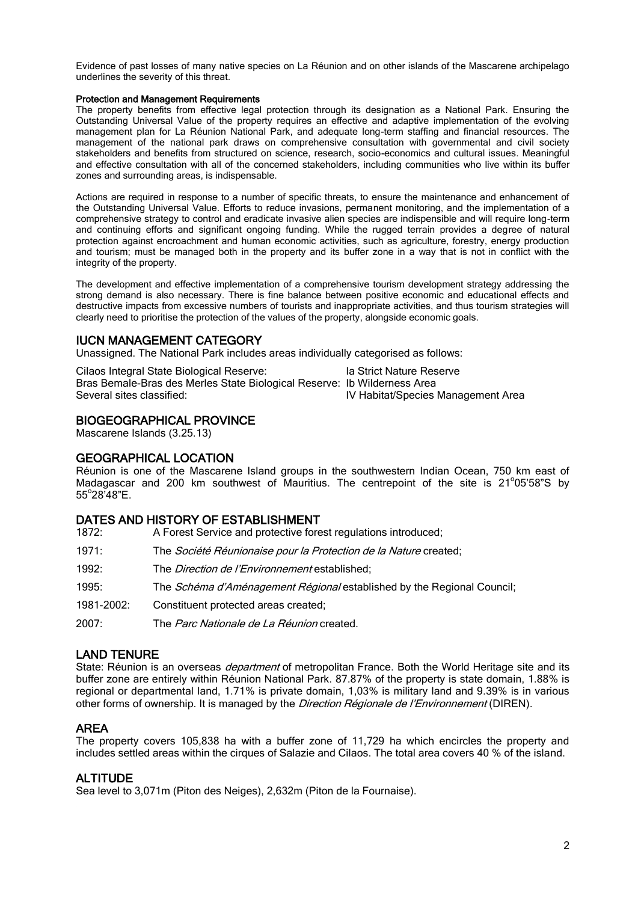Evidence of past losses of many native species on La Réunion and on other islands of the Mascarene archipelago underlines the severity of this threat.

**Protection and Management Requirements**

The property benefits from effective legal protection through its designation as a National Park. Ensuring the Outstanding Universal Value of the property requires an effective and adaptive implementation of the evolving management plan for La Réunion National Park, and adequate long-term staffing and financial resources. The management of the national park draws on comprehensive consultation with governmental and civil society stakeholders and benefits from structured on science, research, socio-economics and cultural issues. Meaningful and effective consultation with all of the concerned stakeholders, including communities who live within its buffer zones and surrounding areas, is indispensable.

Actions are required in response to a number of specific threats, to ensure the maintenance and enhancement of the Outstanding Universal Value. Efforts to reduce invasions, permanent monitoring, and the implementation of a comprehensive strategy to control and eradicate invasive alien species are indispensible and will require long-term and continuing efforts and significant ongoing funding. While the rugged terrain provides a degree of natural protection against encroachment and human economic activities, such as agriculture, forestry, energy production and tourism; must be managed both in the property and its buffer zone in a way that is not in conflict with the integrity of the property.

The development and effective implementation of a comprehensive tourism development strategy addressing the strong demand is also necessary. There is fine balance between positive economic and educational effects and destructive impacts from excessive numbers of tourists and inappropriate activities, and thus tourism strategies will clearly need to prioritise the protection of the values of the property, alongside economic goals.

## IUCN MANAGEMENT CATEGORY

Unassigned. The National Park includes areas individually categorised as follows:

| | |
|---|---|
| Cilaos Integral State Biological Reserve: | Ia Strict Nature Reserve |
| Bras Bemale-Bras des Merles State Biological Reserve: | Ib Wilderness Area |
| Several sites classified: | IV Habitat/Species Management Area |

## BIOGEOGRAPHICAL PROVINCE

Mascarene Islands (3.25.13)

## GEOGRAPHICAL LOCATION

Réunion is one of the Mascarene Island groups in the southwestern Indian Ocean, 750 km east of Madagascar and 200 km southwest of Mauritius. The centrepoint of the site is 21°05'58"S by 55°28'48"E.

## DATES AND HISTORY OF ESTABLISHMENT

| | |
|---|---|
| 1872: | A Forest Service and protective forest regulations introduced; |
| 1971: | The *Société Réunionaise pour la Protection de la Nature* created; |
| 1992: | The *Direction de l'Environnement* established; |
| 1995: | The *Schéma d'Aménagement Régional* established by the Regional Council; |
| 1981-2002: | Constituent protected areas created; |
| 2007: | The *Parc Nationale de La Réunion* created. |

## LAND TENURE

State: Réunion is an overseas *department* of metropolitan France. Both the World Heritage site and its buffer zone are entirely within Réunion National Park. 87.87% of the property is state domain, 1.88% is regional or departmental land, 1.71% is private domain, 1,03% is military land and 9.39% is in various other forms of ownership. It is managed by the *Direction Régionale de l'Environnement* (DIREN).

## AREA

The property covers 105,838 ha with a buffer zone of 11,729 ha which encircles the property and includes settled areas within the cirques of Salazie and Cilaos. The total area covers 40 % of the island.

## ALTITUDE

Sea level to 3,071m (Piton des Neiges), 2,632m (Piton de la Fournaise).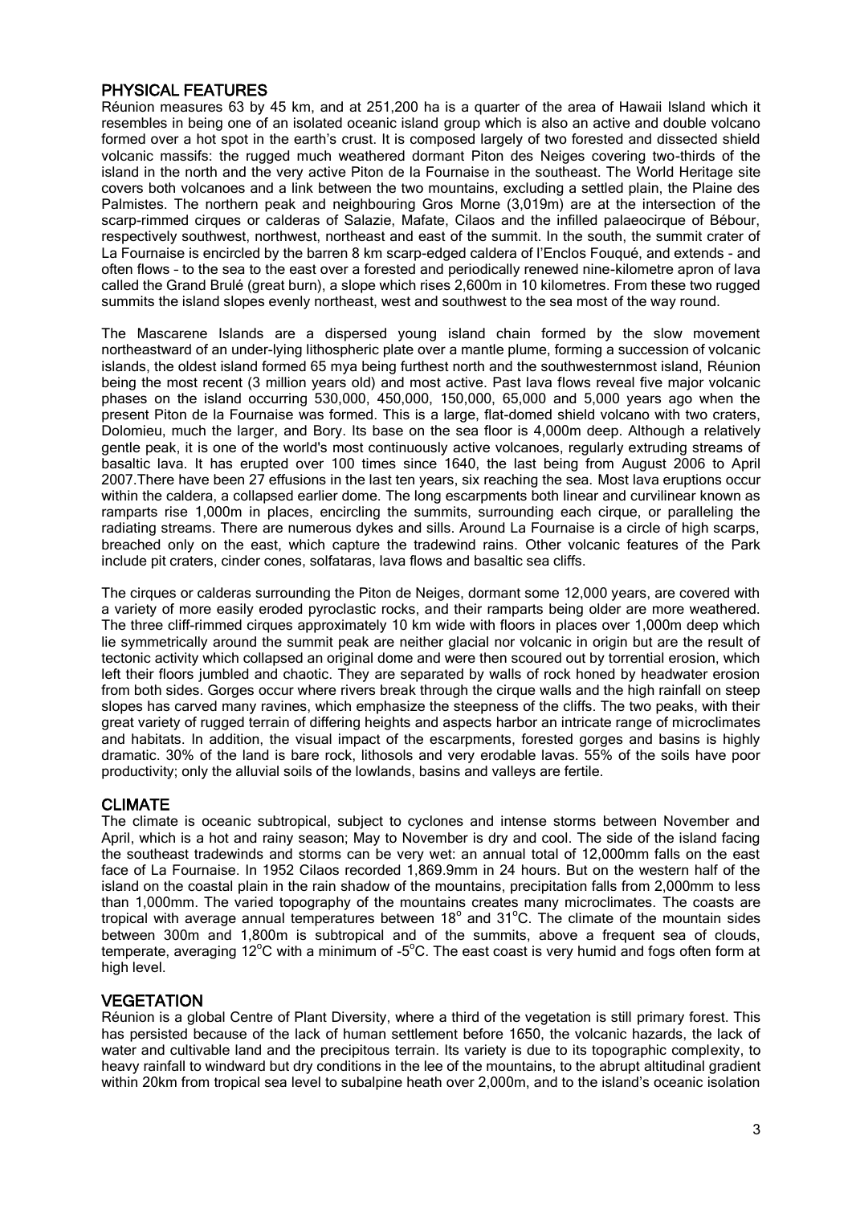## PHYSICAL FEATURES

Réunion measures 63 by 45 km, and at 251,200 ha is a quarter of the area of Hawaii Island which it resembles in being one of an isolated oceanic island group which is also an active and double volcano formed over a hot spot in the earth's crust. It is composed largely of two forested and dissected shield volcanic massifs: the rugged much weathered dormant Piton des Neiges covering two-thirds of the island in the north and the very active Piton de la Fournaise in the southeast. The World Heritage site covers both volcanoes and a link between the two mountains, excluding a settled plain, the Plaine des Palmistes. The northern peak and neighbouring Gros Morne (3,019m) are at the intersection of the scarp-rimmed cirques or calderas of Salazie, Mafate, Cilaos and the infilled palaeocirque of Bébour, respectively southwest, northwest, northeast and east of the summit. In the south, the summit crater of La Fournaise is encircled by the barren 8 km scarp-edged caldera of l'Enclos Fouqué, and extends - and often flows – to the sea to the east over a forested and periodically renewed nine-kilometre apron of lava called the Grand Brulé (great burn), a slope which rises 2,600m in 10 kilometres. From these two rugged summits the island slopes evenly northeast, west and southwest to the sea most of the way round.

The Mascarene Islands are a dispersed young island chain formed by the slow movement northeastward of an under-lying lithospheric plate over a mantle plume, forming a succession of volcanic islands, the oldest island formed 65 mya being furthest north and the southwesternmost island, Réunion being the most recent (3 million years old) and most active. Past lava flows reveal five major volcanic phases on the island occurring 530,000, 450,000, 150,000, 65,000 and 5,000 years ago when the present Piton de la Fournaise was formed. This is a large, flat-domed shield volcano with two craters, Dolomieu, much the larger, and Bory. Its base on the sea floor is 4,000m deep. Although a relatively gentle peak, it is one of the world's most continuously active volcanoes, regularly extruding streams of basaltic lava. It has erupted over 100 times since 1640, the last being from August 2006 to April 2007.There have been 27 effusions in the last ten years, six reaching the sea. Most lava eruptions occur within the caldera, a collapsed earlier dome. The long escarpments both linear and curvilinear known as ramparts rise 1,000m in places, encircling the summits, surrounding each cirque, or paralleling the radiating streams. There are numerous dykes and sills. Around La Fournaise is a circle of high scarps, breached only on the east, which capture the tradewind rains. Other volcanic features of the Park include pit craters, cinder cones, solfataras, lava flows and basaltic sea cliffs.

The cirques or calderas surrounding the Piton de Neiges, dormant some 12,000 years, are covered with a variety of more easily eroded pyroclastic rocks, and their ramparts being older are more weathered. The three cliff-rimmed cirques approximately 10 km wide with floors in places over 1,000m deep which lie symmetrically around the summit peak are neither glacial nor volcanic in origin but are the result of tectonic activity which collapsed an original dome and were then scoured out by torrential erosion, which left their floors jumbled and chaotic. They are separated by walls of rock honed by headwater erosion from both sides. Gorges occur where rivers break through the cirque walls and the high rainfall on steep slopes has carved many ravines, which emphasize the steepness of the cliffs. The two peaks, with their great variety of rugged terrain of differing heights and aspects harbor an intricate range of microclimates and habitats. In addition, the visual impact of the escarpments, forested gorges and basins is highly dramatic. 30% of the land is bare rock, lithosols and very erodable lavas. 55% of the soils have poor productivity; only the alluvial soils of the lowlands, basins and valleys are fertile.

## CLIMATE

The climate is oceanic subtropical, subject to cyclones and intense storms between November and April, which is a hot and rainy season; May to November is dry and cool. The side of the island facing the southeast tradewinds and storms can be very wet: an annual total of 12,000mm falls on the east face of La Fournaise. In 1952 Cilaos recorded 1,869.9mm in 24 hours. But on the western half of the island on the coastal plain in the rain shadow of the mountains, precipitation falls from 2,000mm to less than 1,000mm. The varied topography of the mountains creates many microclimates. The coasts are tropical with average annual temperatures between 18° and 31°C. The climate of the mountain sides between 300m and 1,800m is subtropical and of the summits, above a frequent sea of clouds, temperate, averaging 12°C with a minimum of -5°C. The east coast is very humid and fogs often form at high level.

## VEGETATION

Réunion is a global Centre of Plant Diversity, where a third of the vegetation is still primary forest. This has persisted because of the lack of human settlement before 1650, the volcanic hazards, the lack of water and cultivable land and the precipitous terrain. Its variety is due to its topographic complexity, to heavy rainfall to windward but dry conditions in the lee of the mountains, to the abrupt altitudinal gradient within 20km from tropical sea level to subalpine heath over 2,000m, and to the island's oceanic isolation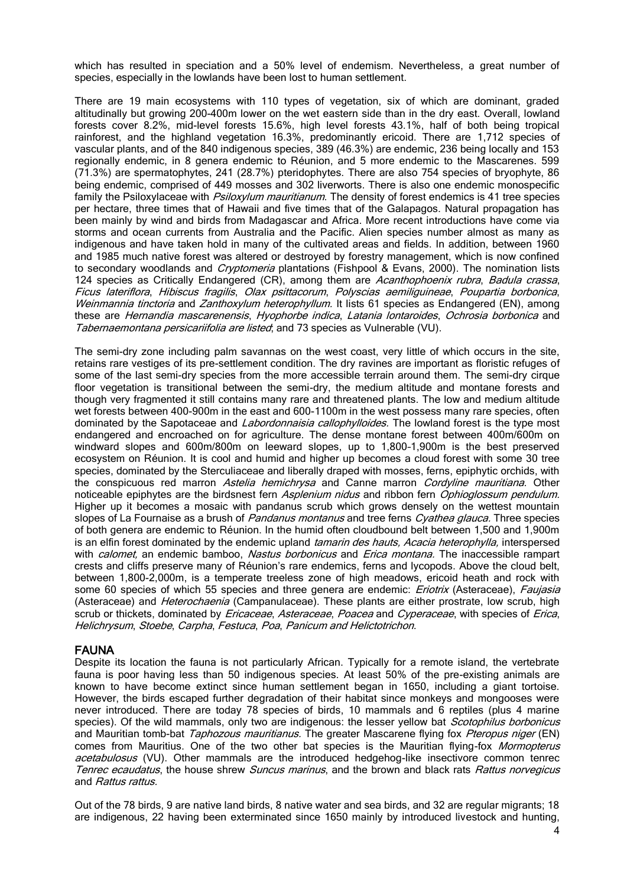which has resulted in speciation and a 50% level of endemism. Nevertheless, a great number of species, especially in the lowlands have been lost to human settlement.

There are 19 main ecosystems with 110 types of vegetation, six of which are dominant, graded altitudinally but growing 200-400m lower on the wet eastern side than in the dry east. Overall, lowland forests cover 8.2%, mid-level forests 15.6%, high level forests 43.1%, half of both being tropical rainforest, and the highland vegetation 16.3%, predominantly ericoid. There are 1,712 species of vascular plants, and of the 840 indigenous species, 389 (46.3%) are endemic, 236 being locally and 153 regionally endemic, in 8 genera endemic to Réunion, and 5 more endemic to the Mascarenes. 599 (71.3%) are spermatophytes, 241 (28.7%) pteridophytes. There are also 754 species of bryophyte, 86 being endemic, comprised of 449 mosses and 302 liverworts. There is also one endemic monospecific family the Psiloxylaceae with *Psiloxylum mauritianum*. The density of forest endemics is 41 tree species per hectare, three times that of Hawaii and five times that of the Galapagos. Natural propagation has been mainly by wind and birds from Madagascar and Africa. More recent introductions have come via storms and ocean currents from Australia and the Pacific. Alien species number almost as many as indigenous and have taken hold in many of the cultivated areas and fields. In addition, between 1960 and 1985 much native forest was altered or destroyed by forestry management, which is now confined to secondary woodlands and *Cryptomeria* plantations (Fishpool & Evans, 2000). The nomination lists 124 species as Critically Endangered (CR), among them are *Acanthophoenix rubra*, *Badula crassa*, *Ficus lateriflora*, *Hibiscus fragilis*, *Olax psittacorum*, *Polyscias aemiliguineae*, *Poupartia borbonica*, *Weinmannia tinctoria* and *Zanthoxylum heterophyllum*. It lists 61 species as Endangered (EN), among these are *Hernandia mascarenensis*, *Hyophorbe indica*, *Latania lontaroides*, *Ochrosia borbonica* and *Tabernaemontana persicariifolia are listed*; and 73 species as Vulnerable (VU).

The semi-dry zone including palm savannas on the west coast, very little of which occurs in the site, retains rare vestiges of its pre-settlement condition. The dry ravines are important as floristic refuges of some of the last semi-dry species from the more accessible terrain around them. The semi-dry cirque floor vegetation is transitional between the semi-dry, the medium altitude and montane forests and though very fragmented it still contains many rare and threatened plants. The low and medium altitude wet forests between 400-900m in the east and 600-1100m in the west possess many rare species, often dominated by the Sapotaceae and *Labordonnaisia callophylloides*. The lowland forest is the type most endangered and encroached on for agriculture. The dense montane forest between 400m/600m on windward slopes and 600m/800m on leeward slopes, up to 1,800-1,900m is the best preserved ecosystem on Réunion. It is cool and humid and higher up becomes a cloud forest with some 30 tree species, dominated by the Sterculiaceae and liberally draped with mosses, ferns, epiphytic orchids, with the conspicuous red marron *Astelia hemichrysa* and Canne marron *Cordyline mauritiana*. Other noticeable epiphytes are the birdsnest fern *Asplenium nidus* and ribbon fern *Ophioglossum pendulum*. Higher up it becomes a mosaic with pandanus scrub which grows densely on the wettest mountain slopes of La Fournaise as a brush of *Pandanus montanus* and tree ferns *Cyathea glauca*. Three species of both genera are endemic to Réunion. In the humid often cloudbound belt between 1,500 and 1,900m is an elfin forest dominated by the endemic upland *tamarin des hauts, Acacia heterophylla,* interspersed with *calomet,* an endemic bamboo, *Nastus borbonicus* and *Erica montana.* The inaccessible rampart crests and cliffs preserve many of Réunion's rare endemics, ferns and lycopods. Above the cloud belt, between 1,800-2,000m, is a temperate treeless zone of high meadows, ericoid heath and rock with some 60 species of which 55 species and three genera are endemic: *Eriotrix* (Asteraceae), *Faujasia* (Asteraceae) and *Heterochaenia* (Campanulaceae). These plants are either prostrate, low scrub, high scrub or thickets, dominated by *Ericaceae*, *Asteraceae*, *Poacea* and *Cyperaceae*, with species of *Erica*, *Helichrysum*, *Stoebe*, *Carpha*, *Festuca*, *Poa*, *Panicum and Helictotrichon*.

## FAUNA

Despite its location the fauna is not particularly African. Typically for a remote island, the vertebrate fauna is poor having less than 50 indigenous species. At least 50% of the pre-existing animals are known to have become extinct since human settlement began in 1650, including a giant tortoise. However, the birds escaped further degradation of their habitat since monkeys and mongooses were never introduced. There are today 78 species of birds, 10 mammals and 6 reptiles (plus 4 marine species). Of the wild mammals, only two are indigenous: the lesser yellow bat *Scotophilus borbonicus* and Mauritian tomb-bat *Taphozous mauritianus.* The greater Mascarene flying fox *Pteropus niger* (EN) comes from Mauritius. One of the two other bat species is the Mauritian flying-fox *Mormopterus acetabulosus* (VU). Other mammals are the introduced hedgehog-like insectivore common tenrec *Tenrec ecaudatus*, the house shrew *Suncus marinus*, and the brown and black rats *Rattus norvegicus* and *Rattus rattus.*

Out of the 78 birds, 9 are native land birds, 8 native water and sea birds, and 32 are regular migrants; 18 are indigenous, 22 having been exterminated since 1650 mainly by introduced livestock and hunting,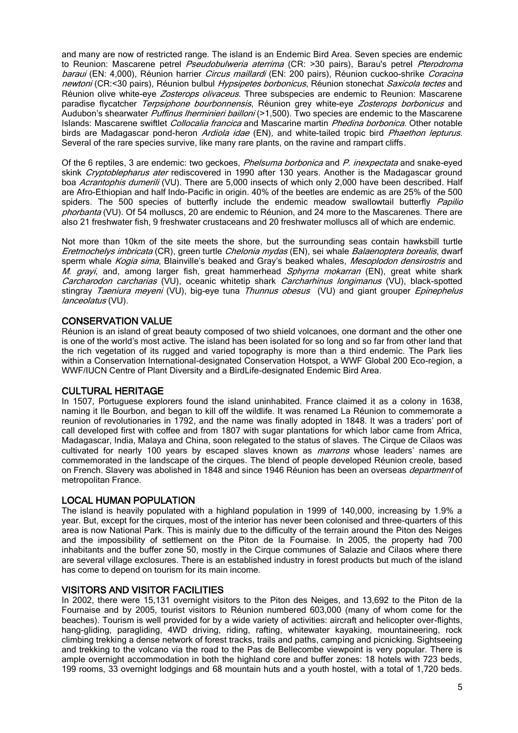and many are now of restricted range. The island is an Endemic Bird Area. Seven species are endemic to Reunion: Mascarene petrel *Pseudobulweria aterrima* (CR: >30 pairs), Barau's petrel *Pterodroma baraui* (EN: 4,000), Réunion harrier *Circus maillardi* (EN: 200 pairs), Réunion cuckoo-shrike *Coracina newtoni* (CR:<30 pairs), Réunion bulbul *Hypsipetes borbonicus*, Réunion stonechat *Saxicola tectes* and Réunion olive white-eye *Zosterops olivaceus*. Three subspecies are endemic to Reunion: Mascarene paradise flycatcher *Terpsiphone bourbonnensis*, Réunion grey white-eye *Zosterops borbonicus* and Audubon's shearwater *Puffinus lherminieri bailloni* (>1,500). Two species are endemic to the Mascarene Islands: Mascarene swiftlet *Collocalia francica* and Mascarine martin *Phedina borbonica.* Other notable birds are Madagascar pond-heron *Ardiola idae* (EN), and white-tailed tropic bird *Phaethon lepturus*. Several of the rare species survive, like many rare plants, on the ravine and rampart cliffs.

Of the 6 reptiles, 3 are endemic: two geckoes, *Phelsuma borbonica* and *P. inexpectata* and snake-eyed skink *Cryptoblepharus ater* rediscovered in 1990 after 130 years. Another is the Madagascar ground boa *Acrantophis dumerili* (VU). There are 5,000 insects of which only 2,000 have been described. Half are Afro-Ethiopian and half Indo-Pacific in origin. 40% of the beetles are endemic as are 25% of the 500 spiders. The 500 species of butterfly include the endemic meadow swallowtail butterfly *Papilio phorbanta* (VU). Of 54 molluscs, 20 are endemic to Réunion, and 24 more to the Mascarenes. There are also 21 freshwater fish, 9 freshwater crustaceans and 20 freshwater molluscs all of which are endemic.

Not more than 10km of the site meets the shore, but the surrounding seas contain hawksbill turtle *Eretmochelys imbricata* (CR), green turtle *Chelonia mydas* (EN), sei whale *Balaenoptera borealis*, dwarf sperm whale *Kogia sima*, Blainville's beaked and Gray's beaked whales, *Mesoplodon densirostris* and *M. grayi*, and, among larger fish, great hammerhead *Sphyrna mokarran* (EN), great white shark *Carcharodon carcharias* (VU), oceanic whitetip shark *Carcharhinus longimanus* (VU), black-spotted stingray *Taeniura meyeni* (VU), big-eye tuna *Thunnus obesus* (VU) and giant grouper *Epinephelus lanceolatus* (VU).

## CONSERVATION VALUE

Réunion is an island of great beauty composed of two shield volcanoes, one dormant and the other one is one of the world's most active. The island has been isolated for so long and so far from other land that the rich vegetation of its rugged and varied topography is more than a third endemic. The Park lies within a Conservation International-designated Conservation Hotspot, a WWF Global 200 Eco-region, a WWF/IUCN Centre of Plant Diversity and a BirdLife-designated Endemic Bird Area.

## CULTURAL HERITAGE

In 1507, Portuguese explorers found the island uninhabited. France claimed it as a colony in 1638, naming it Ile Bourbon, and began to kill off the wildlife. It was renamed La Réunion to commemorate a reunion of revolutionaries in 1792, and the name was finally adopted in 1848. It was a traders' port of call developed first with coffee and from 1807 with sugar plantations for which labor came from Africa, Madagascar, India, Malaya and China, soon relegated to the status of slaves. The Cirque de Cilaos was cultivated for nearly 100 years by escaped slaves known as *marrons* whose leaders' names are commemorated in the landscape of the cirques. The blend of people developed Réunion creole, based on French. Slavery was abolished in 1848 and since 1946 Réunion has been an overseas *department* of metropolitan France.

## LOCAL HUMAN POPULATION

The island is heavily populated with a highland population in 1999 of 140,000, increasing by 1.9% a year. But, except for the cirques, most of the interior has never been colonised and three-quarters of this area is now National Park. This is mainly due to the difficulty of the terrain around the Piton des Neiges and the impossibility of settlement on the Piton de la Fournaise. In 2005, the property had 700 inhabitants and the buffer zone 50, mostly in the Cirque communes of Salazie and Cilaos where there are several village exclosures. There is an established industry in forest products but much of the island has come to depend on tourism for its main income.

## VISITORS AND VISITOR FACILITIES

In 2002, there were 15,131 overnight visitors to the Piton des Neiges, and 13,692 to the Piton de la Fournaise and by 2005, tourist visitors to Réunion numbered 603,000 (many of whom come for the beaches). Tourism is well provided for by a wide variety of activities: aircraft and helicopter over-flights, hang-gliding, paragliding, 4WD driving, riding, rafting, whitewater kayaking, mountaineering, rock climbing trekking a dense network of forest tracks, trails and paths, camping and picnicking. Sightseeing and trekking to the volcano via the road to the Pas de Bellecombe viewpoint is very popular. There is ample overnight accommodation in both the highland core and buffer zones: 18 hotels with 723 beds, 199 rooms, 33 overnight lodgings and 68 mountain huts and a youth hostel, with a total of 1,720 beds.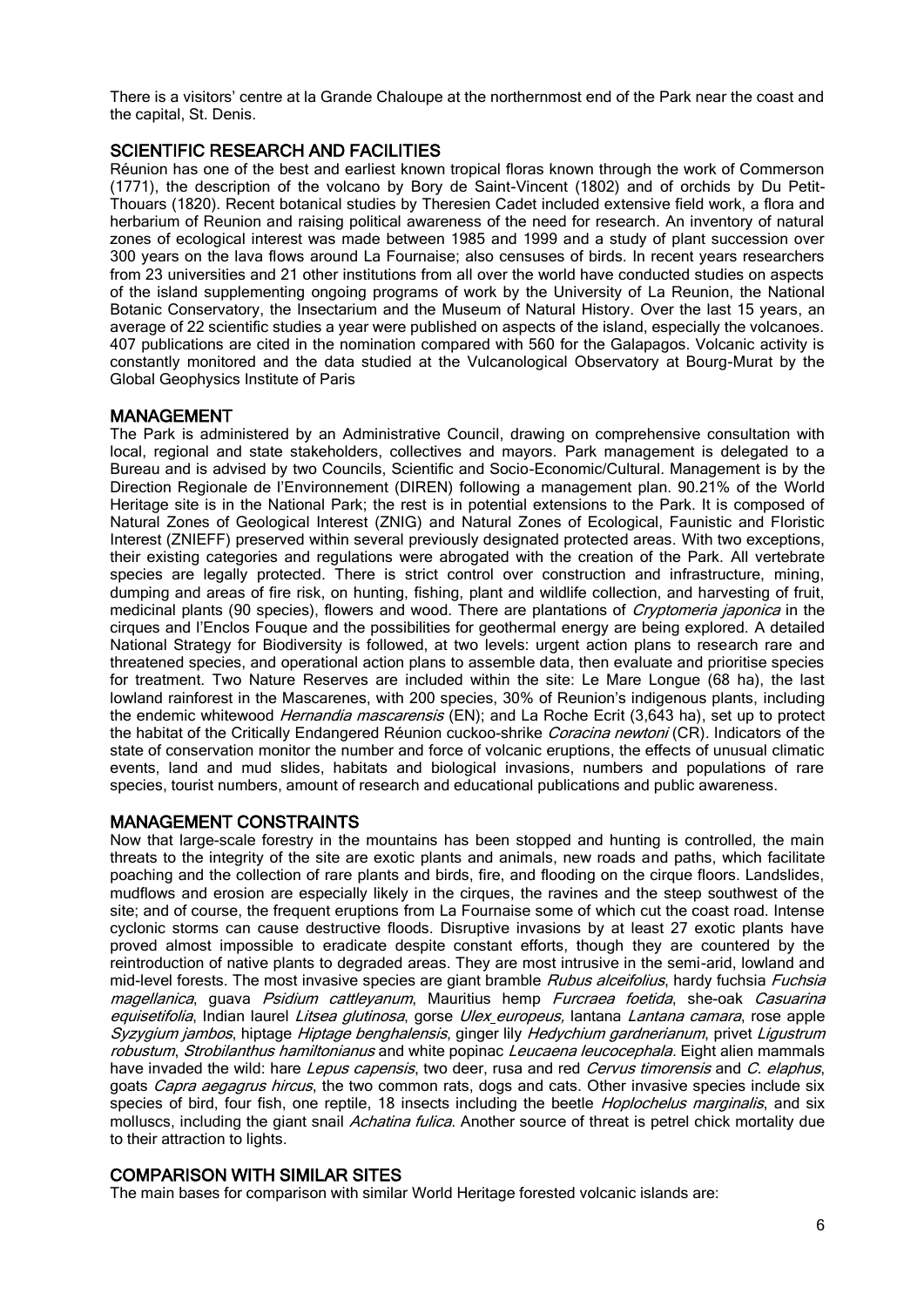There is a visitors' centre at la Grande Chaloupe at the northernmost end of the Park near the coast and the capital, St. Denis.

## SCIENTIFIC RESEARCH AND FACILITIES

Réunion has one of the best and earliest known tropical floras known through the work of Commerson (1771), the description of the volcano by Bory de Saint-Vincent (1802) and of orchids by Du Petit-Thouars (1820). Recent botanical studies by Theresien Cadet included extensive field work, a flora and herbarium of Reunion and raising political awareness of the need for research. An inventory of natural zones of ecological interest was made between 1985 and 1999 and a study of plant succession over 300 years on the lava flows around La Fournaise; also censuses of birds. In recent years researchers from 23 universities and 21 other institutions from all over the world have conducted studies on aspects of the island supplementing ongoing programs of work by the University of La Reunion, the National Botanic Conservatory, the Insectarium and the Museum of Natural History. Over the last 15 years, an average of 22 scientific studies a year were published on aspects of the island, especially the volcanoes. 407 publications are cited in the nomination compared with 560 for the Galapagos. Volcanic activity is constantly monitored and the data studied at the Vulcanological Observatory at Bourg-Murat by the Global Geophysics Institute of Paris

## MANAGEMENT

The Park is administered by an Administrative Council, drawing on comprehensive consultation with local, regional and state stakeholders, collectives and mayors. Park management is delegated to a Bureau and is advised by two Councils, Scientific and Socio-Economic/Cultural. Management is by the Direction Regionale de l'Environnement (DIREN) following a management plan. 90.21% of the World Heritage site is in the National Park; the rest is in potential extensions to the Park. It is composed of Natural Zones of Geological Interest (ZNIG) and Natural Zones of Ecological, Faunistic and Floristic Interest (ZNIEFF) preserved within several previously designated protected areas. With two exceptions, their existing categories and regulations were abrogated with the creation of the Park. All vertebrate species are legally protected. There is strict control over construction and infrastructure, mining, dumping and areas of fire risk, on hunting, fishing, plant and wildlife collection, and harvesting of fruit, medicinal plants (90 species), flowers and wood. There are plantations of *Cryptomeria japonica* in the cirques and l'Enclos Fouque and the possibilities for geothermal energy are being explored. A detailed National Strategy for Biodiversity is followed, at two levels: urgent action plans to research rare and threatened species, and operational action plans to assemble data, then evaluate and prioritise species for treatment. Two Nature Reserves are included within the site: Le Mare Longue (68 ha), the last lowland rainforest in the Mascarenes, with 200 species, 30% of Reunion's indigenous plants, including the endemic whitewood *Hernandia mascarensis* (EN); and La Roche Ecrit (3,643 ha), set up to protect the habitat of the Critically Endangered Réunion cuckoo-shrike *Coracina newtoni* (CR). Indicators of the state of conservation monitor the number and force of volcanic eruptions, the effects of unusual climatic events, land and mud slides, habitats and biological invasions, numbers and populations of rare species, tourist numbers, amount of research and educational publications and public awareness.

## MANAGEMENT CONSTRAINTS

Now that large-scale forestry in the mountains has been stopped and hunting is controlled, the main threats to the integrity of the site are exotic plants and animals, new roads and paths, which facilitate poaching and the collection of rare plants and birds, fire, and flooding on the cirque floors. Landslides, mudflows and erosion are especially likely in the cirques, the ravines and the steep southwest of the site; and of course, the frequent eruptions from La Fournaise some of which cut the coast road. Intense cyclonic storms can cause destructive floods. Disruptive invasions by at least 27 exotic plants have proved almost impossible to eradicate despite constant efforts, though they are countered by the reintroduction of native plants to degraded areas. They are most intrusive in the semi-arid, lowland and mid-level forests. The most invasive species are giant bramble *Rubus alceifolius*, hardy fuchsia *Fuchsia magellanica*, guava *Psidium cattleyanum*, Mauritius hemp *Furcraea foetida*, she-oak *Casuarina equisetifolia*, Indian laurel *Litsea glutinosa*, gorse *Ulex europeus,* lantana *Lantana camara*, rose apple *Syzygium jambos*, hiptage *Hiptage benghalensis*, ginger lily *Hedychium gardnerianum*, privet *Ligustrum robustum*, *Strobilanthus hamiltonianus* and white popinac *Leucaena leucocephala.* Eight alien mammals have invaded the wild: hare *Lepus capensis*, two deer, rusa and red *Cervus timorensis* and *C. elaphus*, goats *Capra aegagrus hircus*, the two common rats, dogs and cats. Other invasive species include six species of bird, four fish, one reptile, 18 insects including the beetle *Hoplochelus marginalis*, and six molluscs, including the giant snail *Achatina fulica*. Another source of threat is petrel chick mortality due to their attraction to lights.

## COMPARISON WITH SIMILAR SITES

The main bases for comparison with similar World Heritage forested volcanic islands are: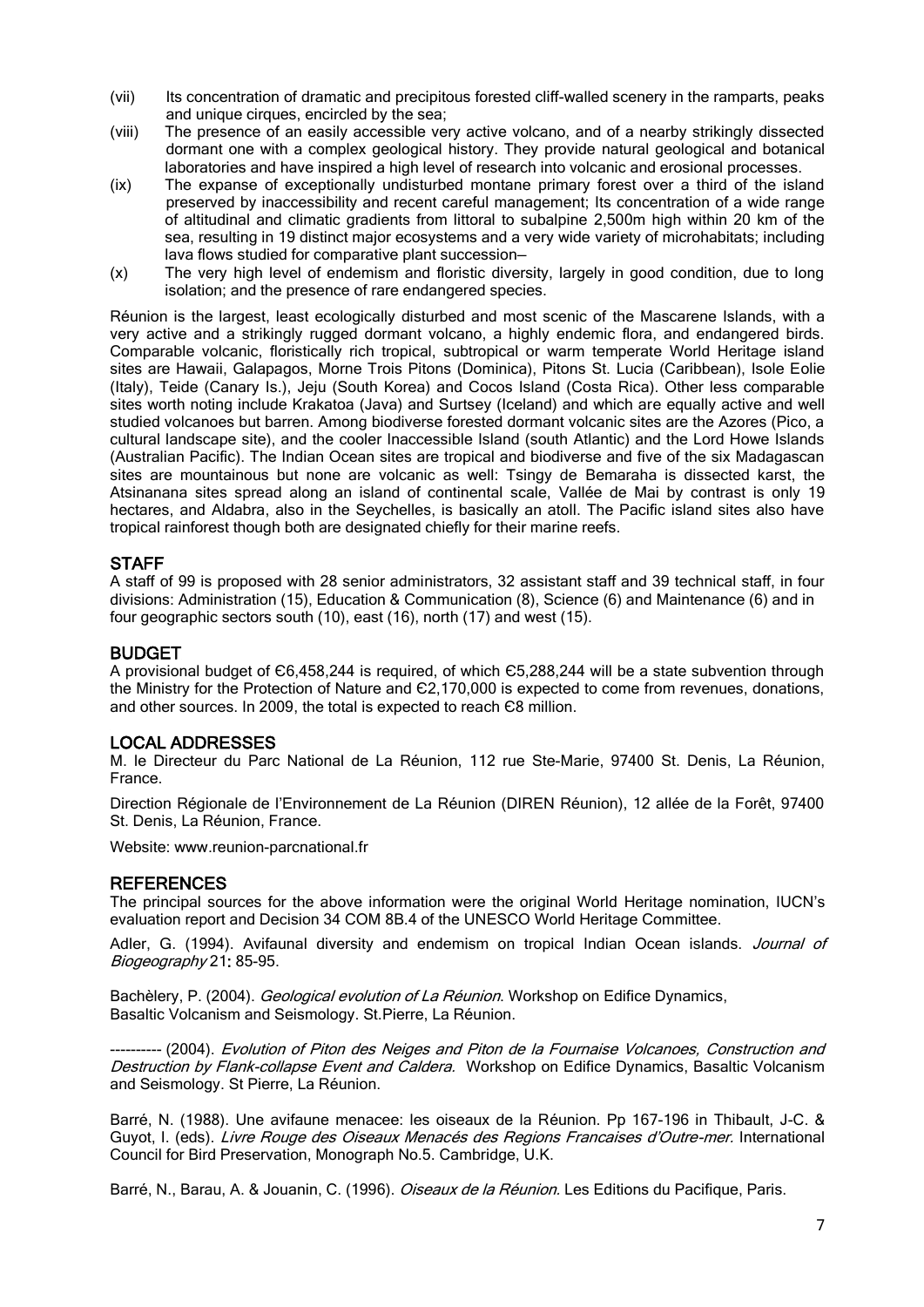(vii) Its concentration of dramatic and precipitous forested cliff-walled scenery in the ramparts, peaks and unique cirques, encircled by the sea;

(viii) The presence of an easily accessible very active volcano, and of a nearby strikingly dissected dormant one with a complex geological history. They provide natural geological and botanical laboratories and have inspired a high level of research into volcanic and erosional processes.

(ix) The expanse of exceptionally undisturbed montane primary forest over a third of the island preserved by inaccessibility and recent careful management; Its concentration of a wide range of altitudinal and climatic gradients from littoral to subalpine 2,500m high within 20 km of the sea, resulting in 19 distinct major ecosystems and a very wide variety of microhabitats; including lava flows studied for comparative plant succession—

(x) The very high level of endemism and floristic diversity, largely in good condition, due to long isolation; and the presence of rare endangered species.

Réunion is the largest, least ecologically disturbed and most scenic of the Mascarene Islands, with a very active and a strikingly rugged dormant volcano, a highly endemic flora, and endangered birds. Comparable volcanic, floristically rich tropical, subtropical or warm temperate World Heritage island sites are Hawaii, Galapagos, Morne Trois Pitons (Dominica), Pitons St. Lucia (Caribbean), Isole Eolie (Italy), Teide (Canary Is.), Jeju (South Korea) and Cocos Island (Costa Rica). Other less comparable sites worth noting include Krakatoa (Java) and Surtsey (Iceland) and which are equally active and well studied volcanoes but barren. Among biodiverse forested dormant volcanic sites are the Azores (Pico, a cultural landscape site), and the cooler Inaccessible Island (south Atlantic) and the Lord Howe Islands (Australian Pacific). The Indian Ocean sites are tropical and biodiverse and five of the six Madagascan sites are mountainous but none are volcanic as well: Tsingy de Bemaraha is dissected karst, the Atsinanana sites spread along an island of continental scale, Vallée de Mai by contrast is only 19 hectares, and Aldabra, also in the Seychelles, is basically an atoll. The Pacific island sites also have tropical rainforest though both are designated chiefly for their marine reefs.

## STAFF

A staff of 99 is proposed with 28 senior administrators, 32 assistant staff and 39 technical staff, in four divisions: Administration (15), Education & Communication (8), Science (6) and Maintenance (6) and in four geographic sectors south (10), east (16), north (17) and west (15).

## BUDGET

A provisional budget of €6,458,244 is required, of which €5,288,244 will be a state subvention through the Ministry for the Protection of Nature and €2,170,000 is expected to come from revenues, donations, and other sources. In 2009, the total is expected to reach €8 million.

## LOCAL ADDRESSES

M. le Directeur du Parc National de La Réunion, 112 rue Ste-Marie, 97400 St. Denis, La Réunion, France.

Direction Régionale de l'Environnement de La Réunion (DIREN Réunion), 12 allée de la Forêt, 97400 St. Denis, La Réunion, France.

Website: www.reunion-parcnational.fr

## REFERENCES

The principal sources for the above information were the original World Heritage nomination, IUCN's evaluation report and Decision 34 COM 8B.4 of the UNESCO World Heritage Committee.

Adler, G. (1994). Avifaunal diversity and endemism on tropical Indian Ocean islands. *Journal of Biogeography* 21: 85-95.

Bachèlery, P. (2004). *Geological evolution of La Réunion*. Workshop on Edifice Dynamics, Basaltic Volcanism and Seismology. St.Pierre, La Réunion.

---------- (2004). *Evolution of Piton des Neiges and Piton de la Fournaise Volcanoes, Construction and Destruction by Flank-collapse Event and Caldera.* Workshop on Edifice Dynamics, Basaltic Volcanism and Seismology. St Pierre, La Réunion.

Barré, N. (1988). Une avifaune menacee: les oiseaux de la Réunion. Pp 167-196 in Thibault, J-C. & Guyot, I. (eds). *Livre Rouge des Oiseaux Menacés des Regions Francaises d'Outre-mer.* International Council for Bird Preservation, Monograph No.5. Cambridge, U.K.

Barré, N., Barau, A. & Jouanin, C. (1996). *Oiseaux de la Réunion*. Les Editions du Pacifique, Paris.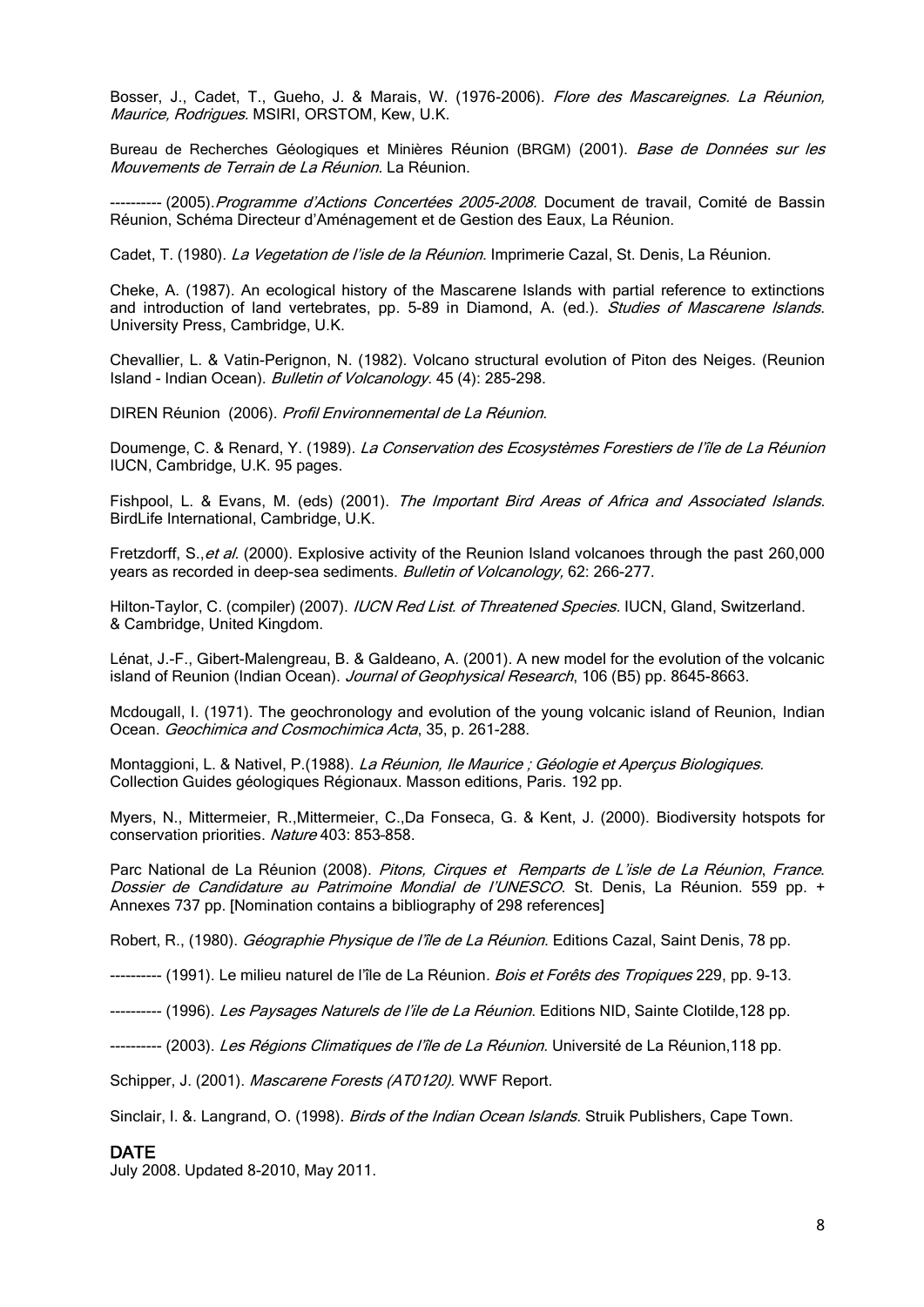Bosser, J., Cadet, T., Gueho, J. & Marais, W. (1976-2006). *Flore des Mascareignes. La Réunion, Maurice, Rodrigues.* MSIRI, ORSTOM, Kew, U.K.

Bureau de Recherches Géologiques et Minières Réunion (BRGM) (2001). *Base de Données sur les Mouvements de Terrain de La Réunion*. La Réunion.

---------- (2005).*Programme d'Actions Concertées 2005-2008*. Document de travail, Comité de Bassin Réunion, Schéma Directeur d'Aménagement et de Gestion des Eaux, La Réunion.

Cadet, T. (1980). *La Vegetation de l'isle de la Réunion*. Imprimerie Cazal, St. Denis, La Réunion.

Cheke, A. (1987). An ecological history of the Mascarene Islands with partial reference to extinctions and introduction of land vertebrates, pp. 5-89 in Diamond, A. (ed.). *Studies of Mascarene Islands*. University Press, Cambridge, U.K.

Chevallier, L. & Vatin-Perignon, N. (1982). Volcano structural evolution of Piton des Neiges. (Reunion Island - Indian Ocean). *Bulletin of Volcanology*. 45 (4): 285-298.

DIREN Réunion (2006). *Profil Environnemental de La Réunion*.

Doumenge, C. & Renard, Y. (1989). *La Conservation des Ecosystèmes Forestiers de l'île de La Réunion* IUCN, Cambridge, U.K. 95 pages.

Fishpool, L. & Evans, M. (eds) (2001). *The Important Bird Areas of Africa and Associated Islands*. BirdLife International, Cambridge, U.K.

Fretzdorff, S.,*et al.* (2000). Explosive activity of the Reunion Island volcanoes through the past 260,000 years as recorded in deep-sea sediments. *Bulletin of Volcanology,* 62: 266-277.

Hilton-Taylor, C. (compiler) (2007). *IUCN Red List. of Threatened Species.* IUCN, Gland, Switzerland. & Cambridge, United Kingdom.

Lénat, J.-F., Gibert-Malengreau, B. & Galdeano, A. (2001). A new model for the evolution of the volcanic island of Reunion (Indian Ocean). *Journal of Geophysical Research*, 106 (B5) pp. 8645-8663.

Mcdougall, I. (1971). The geochronology and evolution of the young volcanic island of Reunion, Indian Ocean. *Geochimica and Cosmochimica Acta*, 35, p. 261-288.

Montaggioni, L. & Nativel, P.(1988). *La Réunion, Ile Maurice ; Géologie et Aperçus Biologiques*. Collection Guides géologiques Régionaux. Masson editions, Paris. 192 pp.

Myers, N., Mittermeier, R.,Mittermeier, C.,Da Fonseca, G. & Kent, J. (2000). Biodiversity hotspots for conservation priorities. *Nature* 403: 853-858.

Parc National de La Réunion (2008). *Pitons, Cirques et Remparts de L'isle de La Réunion*, *France*. *Dossier de Candidature au Patrimoine Mondial de l'UNESCO*. St. Denis, La Réunion. 559 pp. + Annexes 737 pp. [Nomination contains a bibliography of 298 references]

Robert, R., (1980). *Géographie Physique de l'île de La Réunion*. Editions Cazal, Saint Denis, 78 pp.

---------- (1991). Le milieu naturel de l'île de La Réunion. *Bois et Forêts des Tropiques* 229, pp. 9-13.

---------- (1996). *Les Paysages Naturels de l'ile de La Réunion*. Editions NID, Sainte Clotilde,128 pp.

---------- (2003). *Les Régions Climatiques de l'île de La Réunion.* Université de La Réunion,118 pp.

Schipper, J. (2001). *Mascarene Forests (AT0120).* WWF Report.

Sinclair, I. &. Langrand, O. (1998). *Birds of the Indian Ocean Islands*. Struik Publishers, Cape Town.

## DATE

July 2008. Updated 8-2010, May 2011.